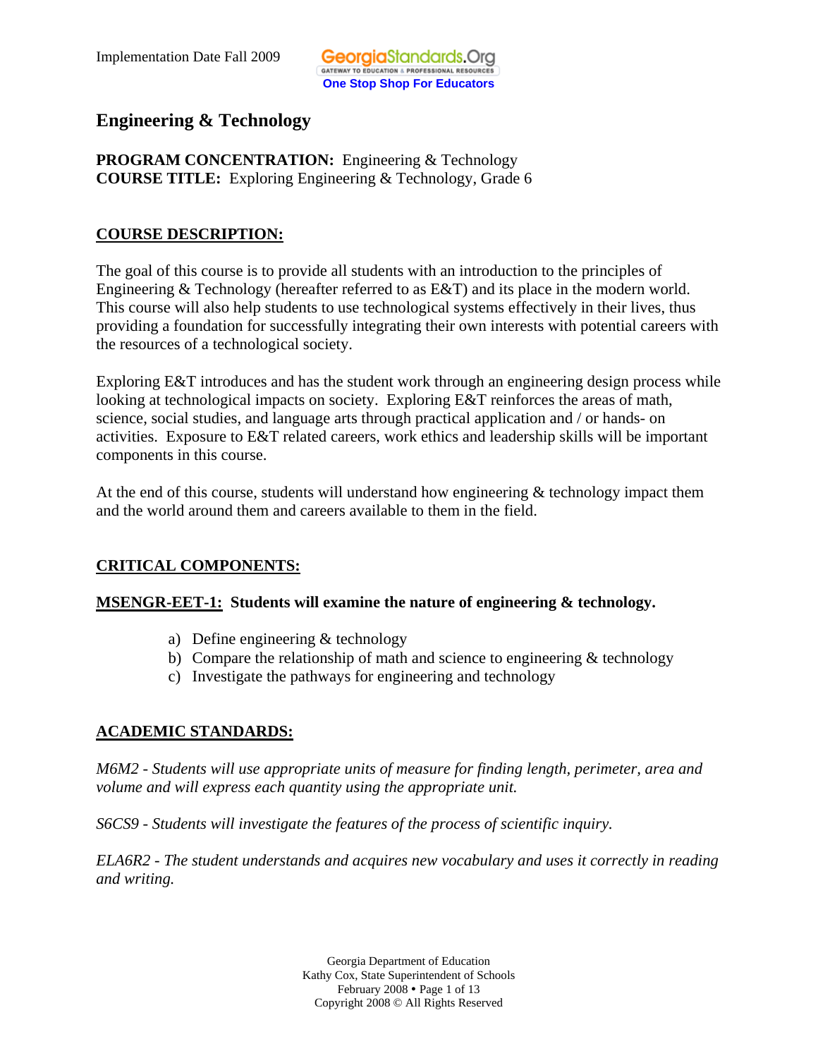Implementation Date Fall 2009

GeorgiaStandards.Org
GATEWAY TO EDUCATION & PROFESSIONAL RESOURCES
One Stop Shop For Educators

# Engineering & Technology

**PROGRAM CONCENTRATION:** Engineering & Technology
**COURSE TITLE:** Exploring Engineering & Technology, Grade 6

## COURSE DESCRIPTION:

The goal of this course is to provide all students with an introduction to the principles of Engineering & Technology (hereafter referred to as E&T) and its place in the modern world. This course will also help students to use technological systems effectively in their lives, thus providing a foundation for successfully integrating their own interests with potential careers with the resources of a technological society.

Exploring E&T introduces and has the student work through an engineering design process while looking at technological impacts on society. Exploring E&T reinforces the areas of math, science, social studies, and language arts through practical application and / or hands- on activities. Exposure to E&T related careers, work ethics and leadership skills will be important components in this course.

At the end of this course, students will understand how engineering & technology impact them and the world around them and careers available to them in the field.

## CRITICAL COMPONENTS:

**MSENGR-EET-1: Students will examine the nature of engineering & technology.**

a) Define engineering & technology
b) Compare the relationship of math and science to engineering & technology
c) Investigate the pathways for engineering and technology

## ACADEMIC STANDARDS:

*M6M2 - Students will use appropriate units of measure for finding length, perimeter, area and volume and will express each quantity using the appropriate unit.*

*S6CS9 - Students will investigate the features of the process of scientific inquiry.*

*ELA6R2 - The student understands and acquires new vocabulary and uses it correctly in reading and writing.*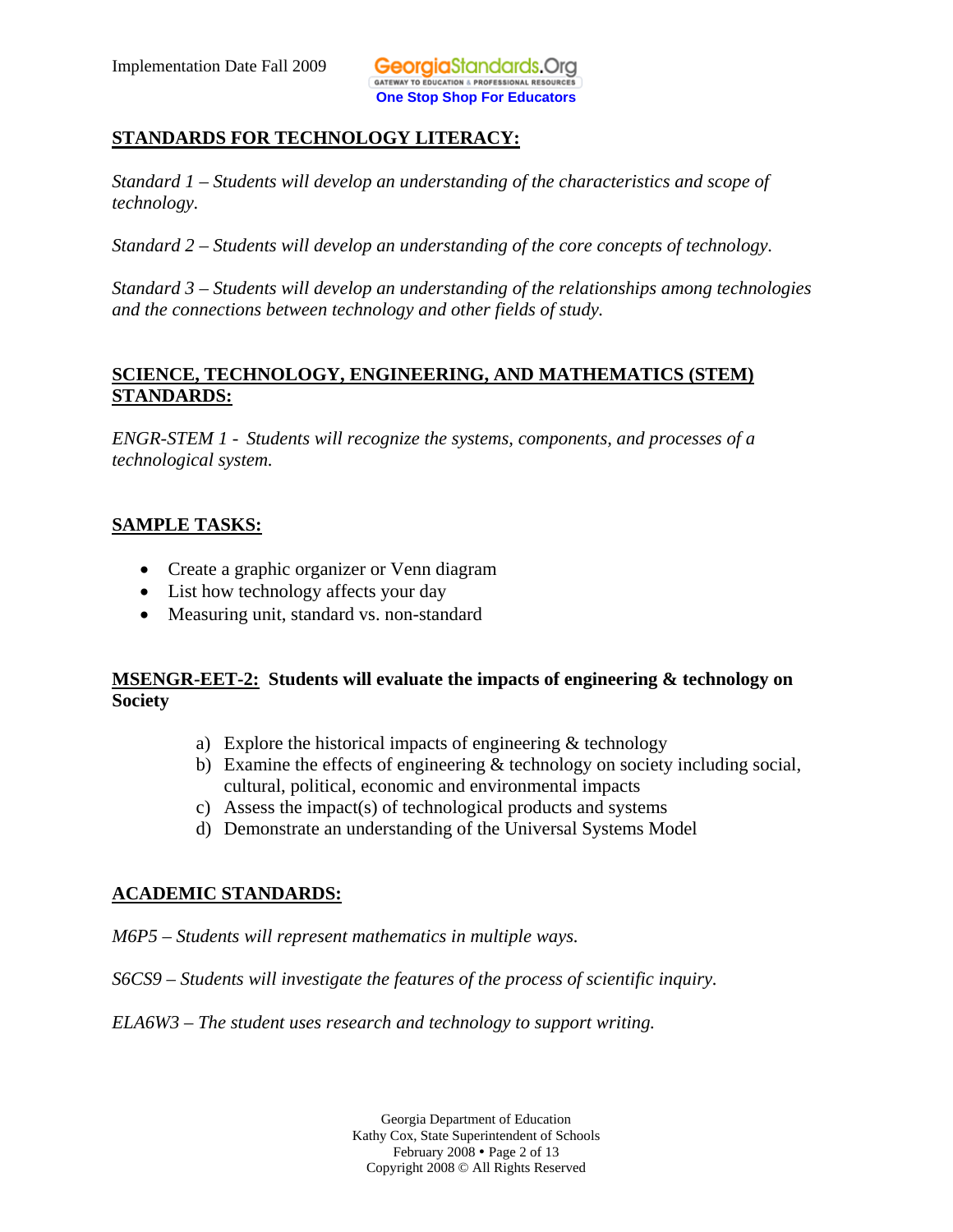## STANDARDS FOR TECHNOLOGY LITERACY:

*Standard 1 – Students will develop an understanding of the characteristics and scope of technology.*

*Standard 2 – Students will develop an understanding of the core concepts of technology.*

*Standard 3 – Students will develop an understanding of the relationships among technologies and the connections between technology and other fields of study.*

## SCIENCE, TECHNOLOGY, ENGINEERING, AND MATHEMATICS (STEM) STANDARDS:

*ENGR-STEM 1 - Students will recognize the systems, components, and processes of a technological system.*

## SAMPLE TASKS:

- Create a graphic organizer or Venn diagram
- List how technology affects your day
- Measuring unit, standard vs. non-standard

**MSENGR-EET-2: Students will evaluate the impacts of engineering & technology on Society**

a) Explore the historical impacts of engineering & technology
b) Examine the effects of engineering & technology on society including social, cultural, political, economic and environmental impacts
c) Assess the impact(s) of technological products and systems
d) Demonstrate an understanding of the Universal Systems Model

## ACADEMIC STANDARDS:

*M6P5 – Students will represent mathematics in multiple ways.*

*S6CS9 – Students will investigate the features of the process of scientific inquiry.*

*ELA6W3 – The student uses research and technology to support writing.*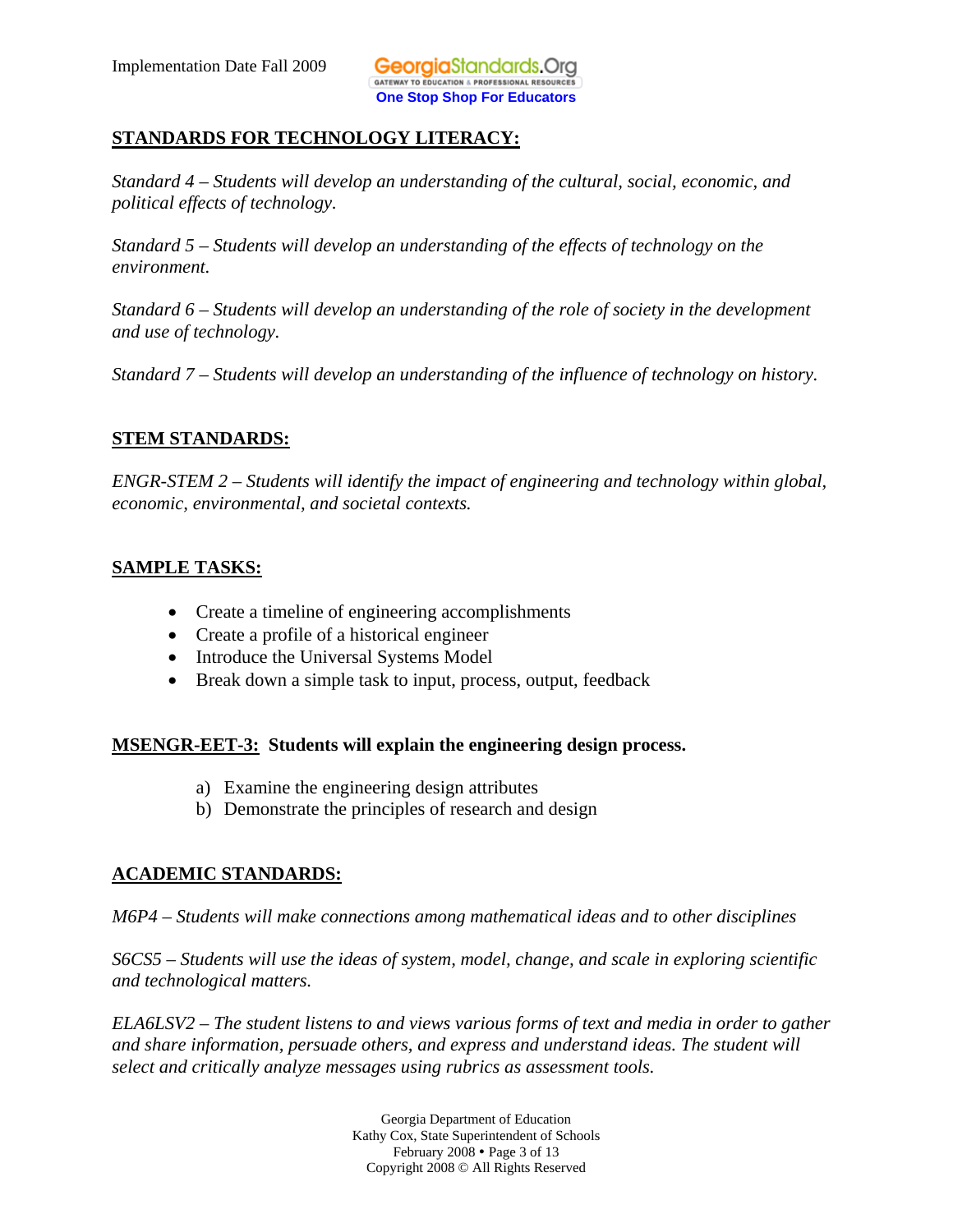## STANDARDS FOR TECHNOLOGY LITERACY:

*Standard 4 – Students will develop an understanding of the cultural, social, economic, and political effects of technology.*

*Standard 5 – Students will develop an understanding of the effects of technology on the environment.*

*Standard 6 – Students will develop an understanding of the role of society in the development and use of technology.*

*Standard 7 – Students will develop an understanding of the influence of technology on history.*

## STEM STANDARDS:

*ENGR-STEM 2 – Students will identify the impact of engineering and technology within global, economic, environmental, and societal contexts.*

## SAMPLE TASKS:

- Create a timeline of engineering accomplishments
- Create a profile of a historical engineer
- Introduce the Universal Systems Model
- Break down a simple task to input, process, output, feedback

## MSENGR-EET-3: Students will explain the engineering design process.

a) Examine the engineering design attributes
b) Demonstrate the principles of research and design

## ACADEMIC STANDARDS:

*M6P4 – Students will make connections among mathematical ideas and to other disciplines*

*S6CS5 – Students will use the ideas of system, model, change, and scale in exploring scientific and technological matters.*

*ELA6LSV2 – The student listens to and views various forms of text and media in order to gather and share information, persuade others, and express and understand ideas. The student will select and critically analyze messages using rubrics as assessment tools.*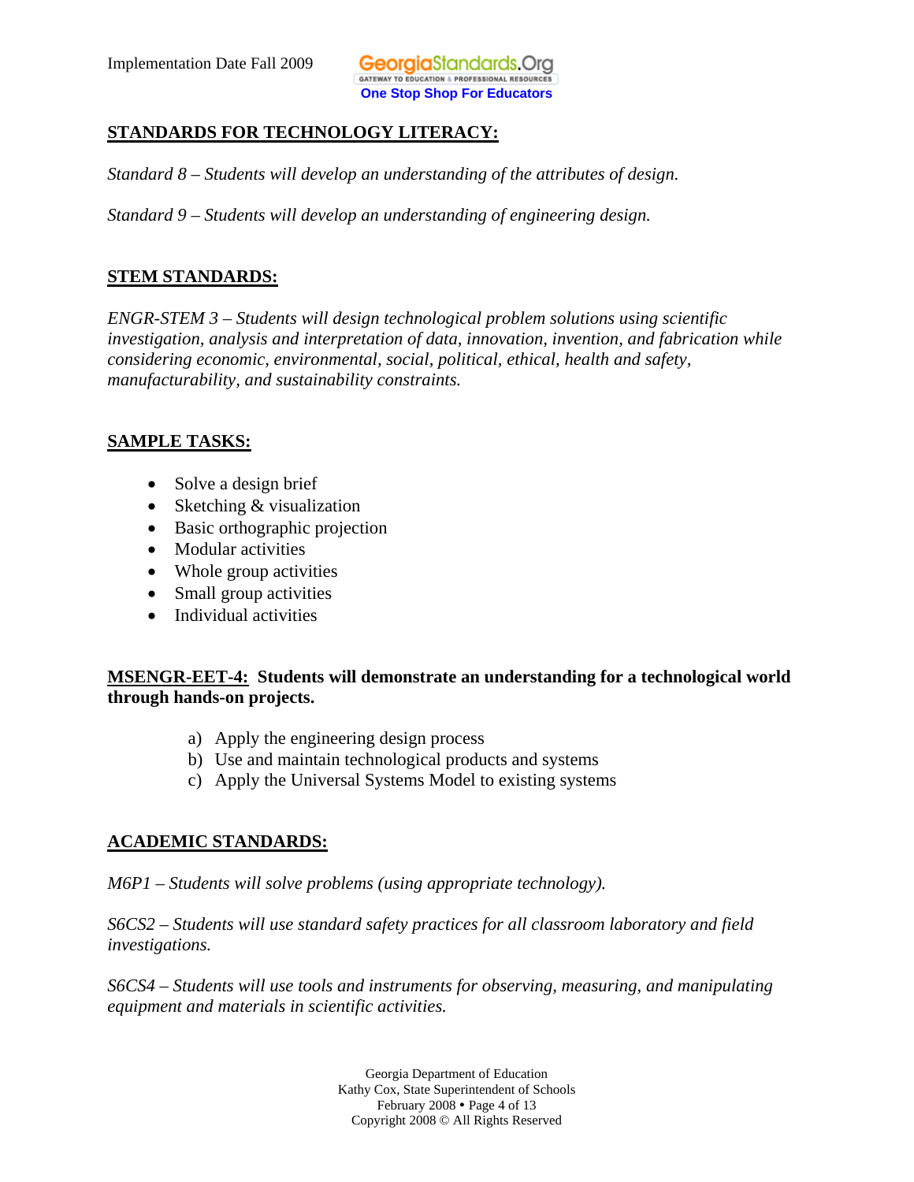## STANDARDS FOR TECHNOLOGY LITERACY:

*Standard 8 – Students will develop an understanding of the attributes of design.*

*Standard 9 – Students will develop an understanding of engineering design.*

## STEM STANDARDS:

*ENGR-STEM 3 – Students will design technological problem solutions using scientific investigation, analysis and interpretation of data, innovation, invention, and fabrication while considering economic, environmental, social, political, ethical, health and safety, manufacturability, and sustainability constraints.*

## SAMPLE TASKS:

- Solve a design brief
- Sketching & visualization
- Basic orthographic projection
- Modular activities
- Whole group activities
- Small group activities
- Individual activities

**MSENGR-EET-4: Students will demonstrate an understanding for a technological world through hands-on projects.**

a) Apply the engineering design process
b) Use and maintain technological products and systems
c) Apply the Universal Systems Model to existing systems

## ACADEMIC STANDARDS:

*M6P1 – Students will solve problems (using appropriate technology).*

*S6CS2 – Students will use standard safety practices for all classroom laboratory and field investigations.*

*S6CS4 – Students will use tools and instruments for observing, measuring, and manipulating equipment and materials in scientific activities.*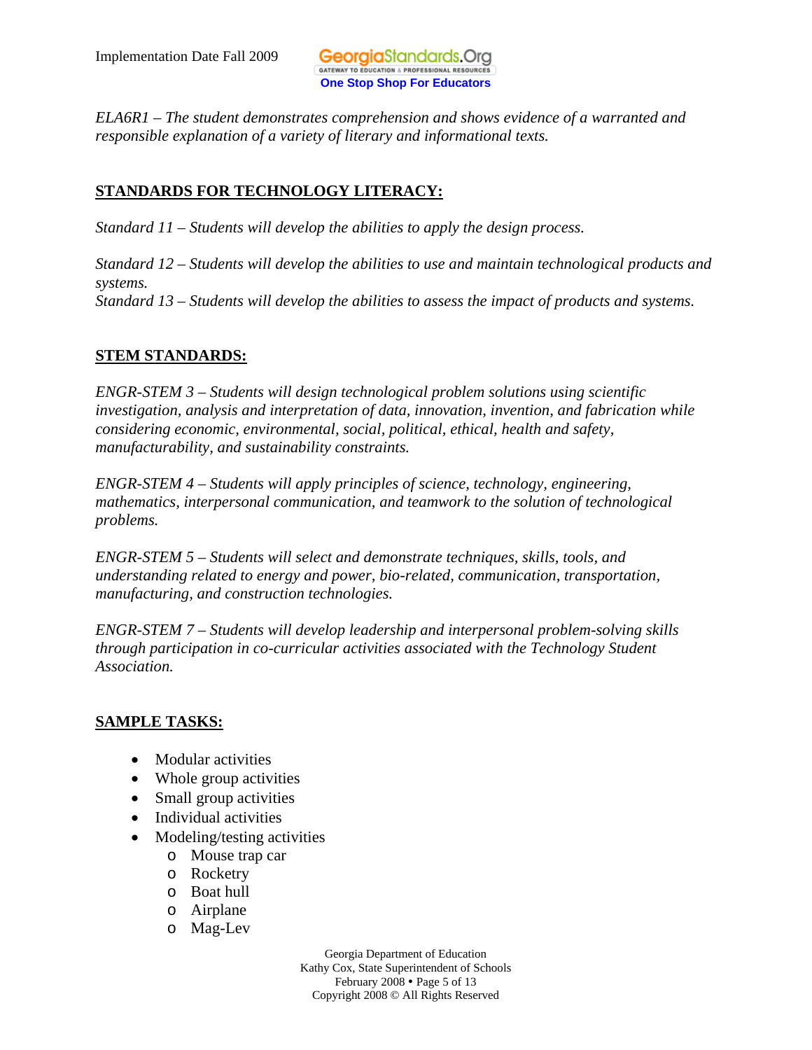*ELA6R1 – The student demonstrates comprehension and shows evidence of a warranted and responsible explanation of a variety of literary and informational texts.*

## STANDARDS FOR TECHNOLOGY LITERACY:

*Standard 11 – Students will develop the abilities to apply the design process.*

*Standard 12 – Students will develop the abilities to use and maintain technological products and systems.*
*Standard 13 – Students will develop the abilities to assess the impact of products and systems.*

## STEM STANDARDS:

*ENGR-STEM 3 – Students will design technological problem solutions using scientific investigation, analysis and interpretation of data, innovation, invention, and fabrication while considering economic, environmental, social, political, ethical, health and safety, manufacturability, and sustainability constraints.*

*ENGR-STEM 4 – Students will apply principles of science, technology, engineering, mathematics, interpersonal communication, and teamwork to the solution of technological problems.*

*ENGR-STEM 5 – Students will select and demonstrate techniques, skills, tools, and understanding related to energy and power, bio-related, communication, transportation, manufacturing, and construction technologies.*

*ENGR-STEM 7 – Students will develop leadership and interpersonal problem-solving skills through participation in co-curricular activities associated with the Technology Student Association.*

## SAMPLE TASKS:

- Modular activities
- Whole group activities
- Small group activities
- Individual activities
- Modeling/testing activities
    - Mouse trap car
    - Rocketry
    - Boat hull
    - Airplane
    - Mag-Lev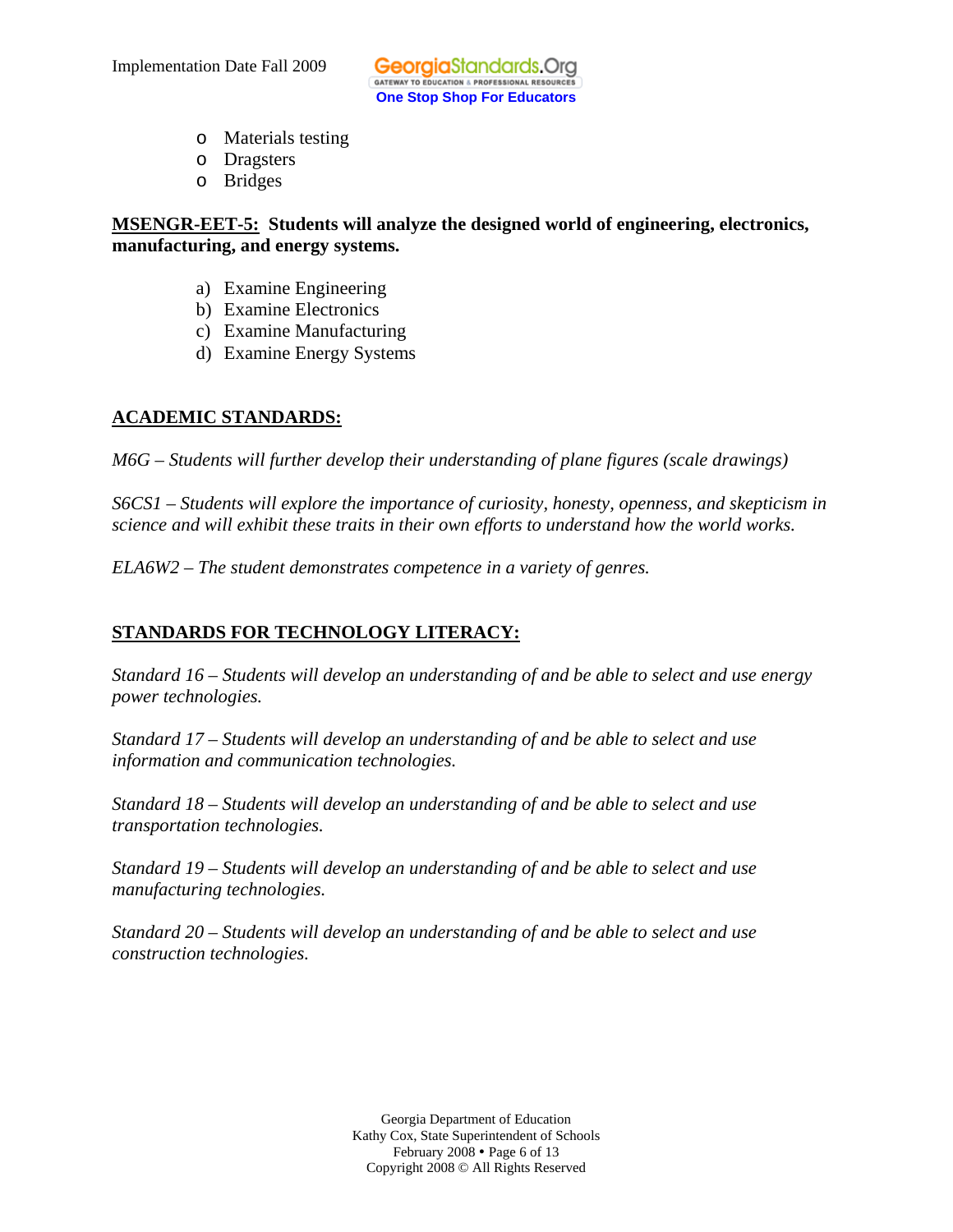- Materials testing
- Dragsters
- Bridges

**MSENGR-EET-5: Students will analyze the designed world of engineering, electronics, manufacturing, and energy systems.**

a) Examine Engineering
b) Examine Electronics
c) Examine Manufacturing
d) Examine Energy Systems

## ACADEMIC STANDARDS:

*M6G – Students will further develop their understanding of plane figures (scale drawings)*

*S6CS1 – Students will explore the importance of curiosity, honesty, openness, and skepticism in science and will exhibit these traits in their own efforts to understand how the world works.*

*ELA6W2 – The student demonstrates competence in a variety of genres.*

## STANDARDS FOR TECHNOLOGY LITERACY:

*Standard 16 – Students will develop an understanding of and be able to select and use energy power technologies.*

*Standard 17 – Students will develop an understanding of and be able to select and use information and communication technologies.*

*Standard 18 – Students will develop an understanding of and be able to select and use transportation technologies.*

*Standard 19 – Students will develop an understanding of and be able to select and use manufacturing technologies.*

*Standard 20 – Students will develop an understanding of and be able to select and use construction technologies.*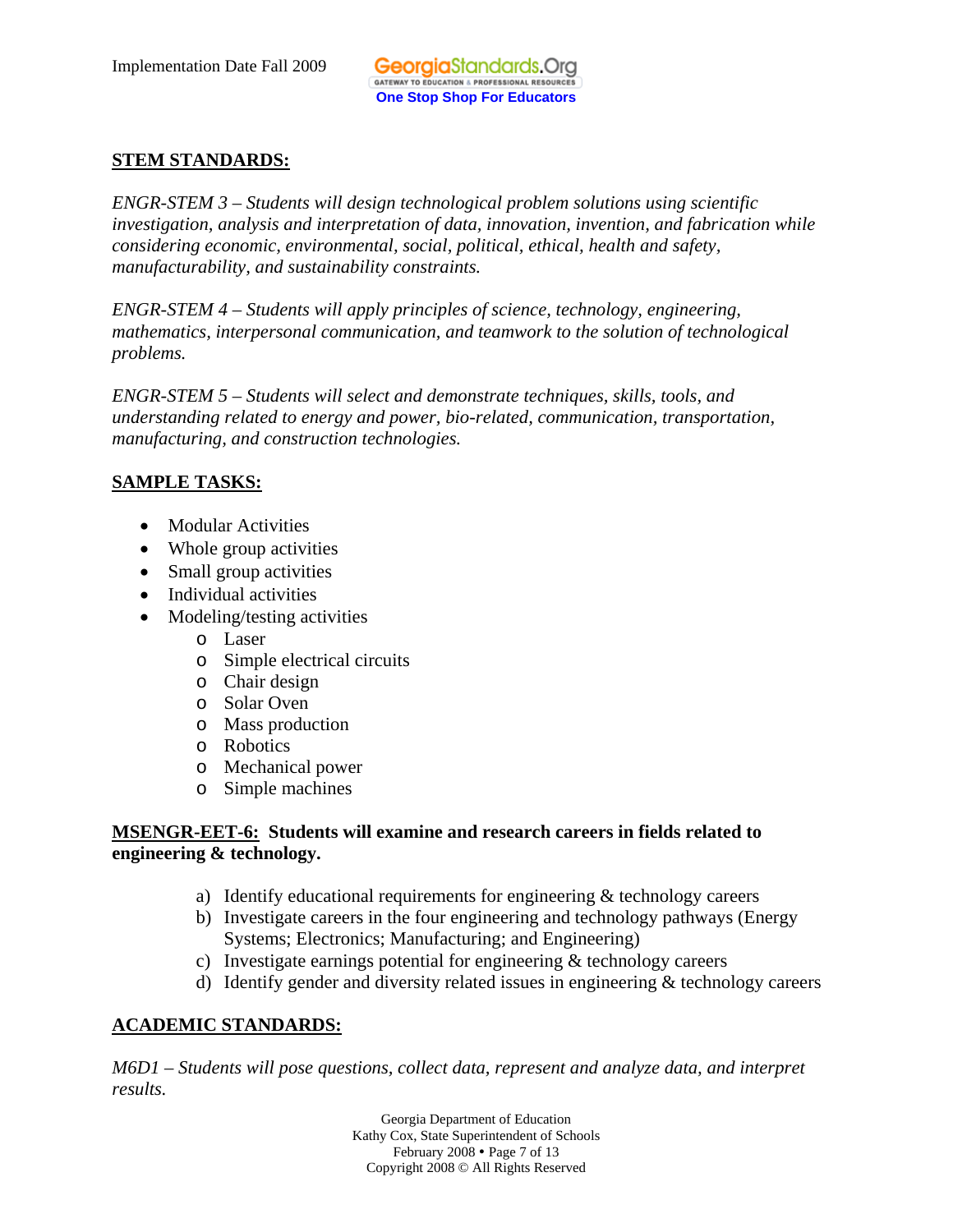**STEM STANDARDS:**

*ENGR-STEM 3 – Students will design technological problem solutions using scientific investigation, analysis and interpretation of data, innovation, invention, and fabrication while considering economic, environmental, social, political, ethical, health and safety, manufacturability, and sustainability constraints.*

*ENGR-STEM 4 – Students will apply principles of science, technology, engineering, mathematics, interpersonal communication, and teamwork to the solution of technological problems.*

*ENGR-STEM 5 – Students will select and demonstrate techniques, skills, tools, and understanding related to energy and power, bio-related, communication, transportation, manufacturing, and construction technologies.*

**SAMPLE TASKS:**

- Modular Activities
- Whole group activities
- Small group activities
- Individual activities
- Modeling/testing activities
  - Laser
  - Simple electrical circuits
  - Chair design
  - Solar Oven
  - Mass production
  - Robotics
  - Mechanical power
  - Simple machines

**MSENGR-EET-6: Students will examine and research careers in fields related to engineering & technology.**

a) Identify educational requirements for engineering & technology careers
b) Investigate careers in the four engineering and technology pathways (Energy Systems; Electronics; Manufacturing; and Engineering)
c) Investigate earnings potential for engineering & technology careers
d) Identify gender and diversity related issues in engineering & technology careers

**ACADEMIC STANDARDS:**

*M6D1 – Students will pose questions, collect data, represent and analyze data, and interpret results.*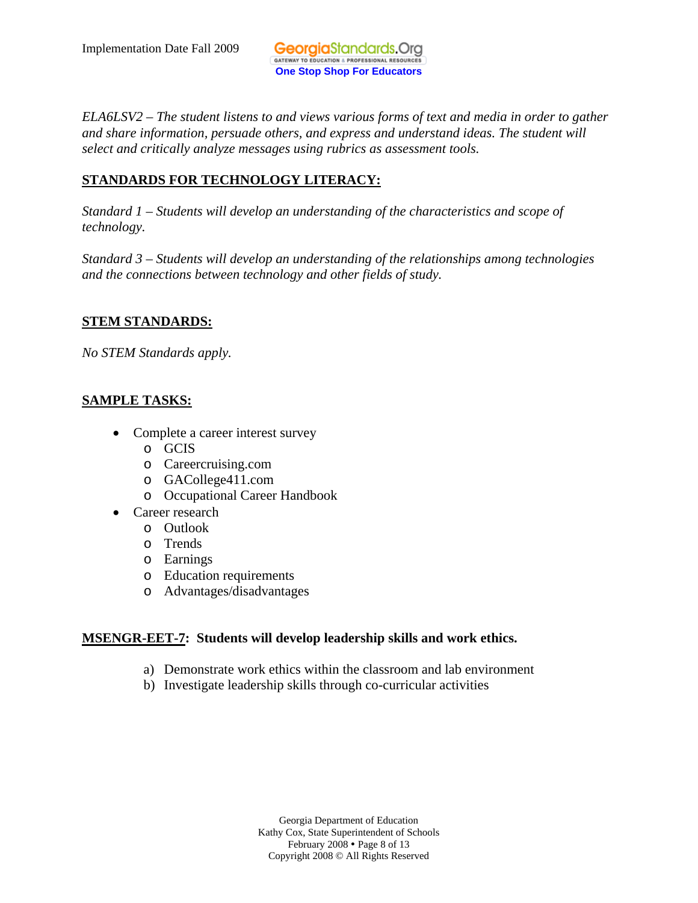*ELA6LSV2 – The student listens to and views various forms of text and media in order to gather and share information, persuade others, and express and understand ideas. The student will select and critically analyze messages using rubrics as assessment tools.*

## STANDARDS FOR TECHNOLOGY LITERACY:

*Standard 1 – Students will develop an understanding of the characteristics and scope of technology.*

*Standard 3 – Students will develop an understanding of the relationships among technologies and the connections between technology and other fields of study.*

## STEM STANDARDS:

*No STEM Standards apply.*

## SAMPLE TASKS:

- Complete a career interest survey
  - GCIS
  - Careercruising.com
  - GACollege411.com
  - Occupational Career Handbook
- Career research
  - Outlook
  - Trends
  - Earnings
  - Education requirements
  - Advantages/disadvantages

**MSENGR-EET-7: Students will develop leadership skills and work ethics.**

a) Demonstrate work ethics within the classroom and lab environment
b) Investigate leadership skills through co-curricular activities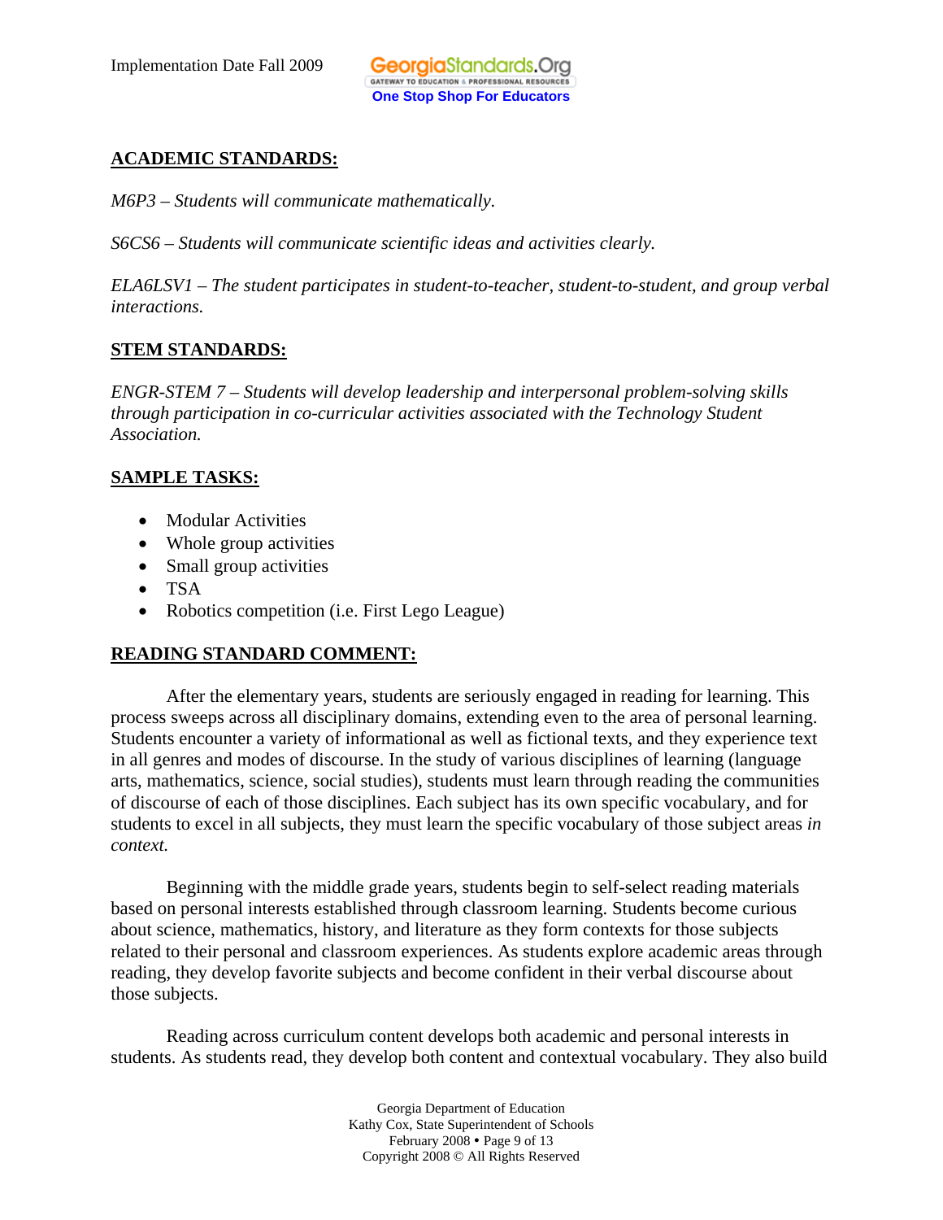## ACADEMIC STANDARDS:

*M6P3 – Students will communicate mathematically.*

*S6CS6 – Students will communicate scientific ideas and activities clearly.*

*ELA6LSV1 – The student participates in student-to-teacher, student-to-student, and group verbal interactions.*

## STEM STANDARDS:

*ENGR-STEM 7 – Students will develop leadership and interpersonal problem-solving skills through participation in co-curricular activities associated with the Technology Student Association.*

## SAMPLE TASKS:

- Modular Activities
- Whole group activities
- Small group activities
- TSA
- Robotics competition (i.e. First Lego League)

## READING STANDARD COMMENT:

After the elementary years, students are seriously engaged in reading for learning. This process sweeps across all disciplinary domains, extending even to the area of personal learning. Students encounter a variety of informational as well as fictional texts, and they experience text in all genres and modes of discourse. In the study of various disciplines of learning (language arts, mathematics, science, social studies), students must learn through reading the communities of discourse of each of those disciplines. Each subject has its own specific vocabulary, and for students to excel in all subjects, they must learn the specific vocabulary of those subject areas *in context.*

Beginning with the middle grade years, students begin to self-select reading materials based on personal interests established through classroom learning. Students become curious about science, mathematics, history, and literature as they form contexts for those subjects related to their personal and classroom experiences. As students explore academic areas through reading, they develop favorite subjects and become confident in their verbal discourse about those subjects.

Reading across curriculum content develops both academic and personal interests in students. As students read, they develop both content and contextual vocabulary. They also build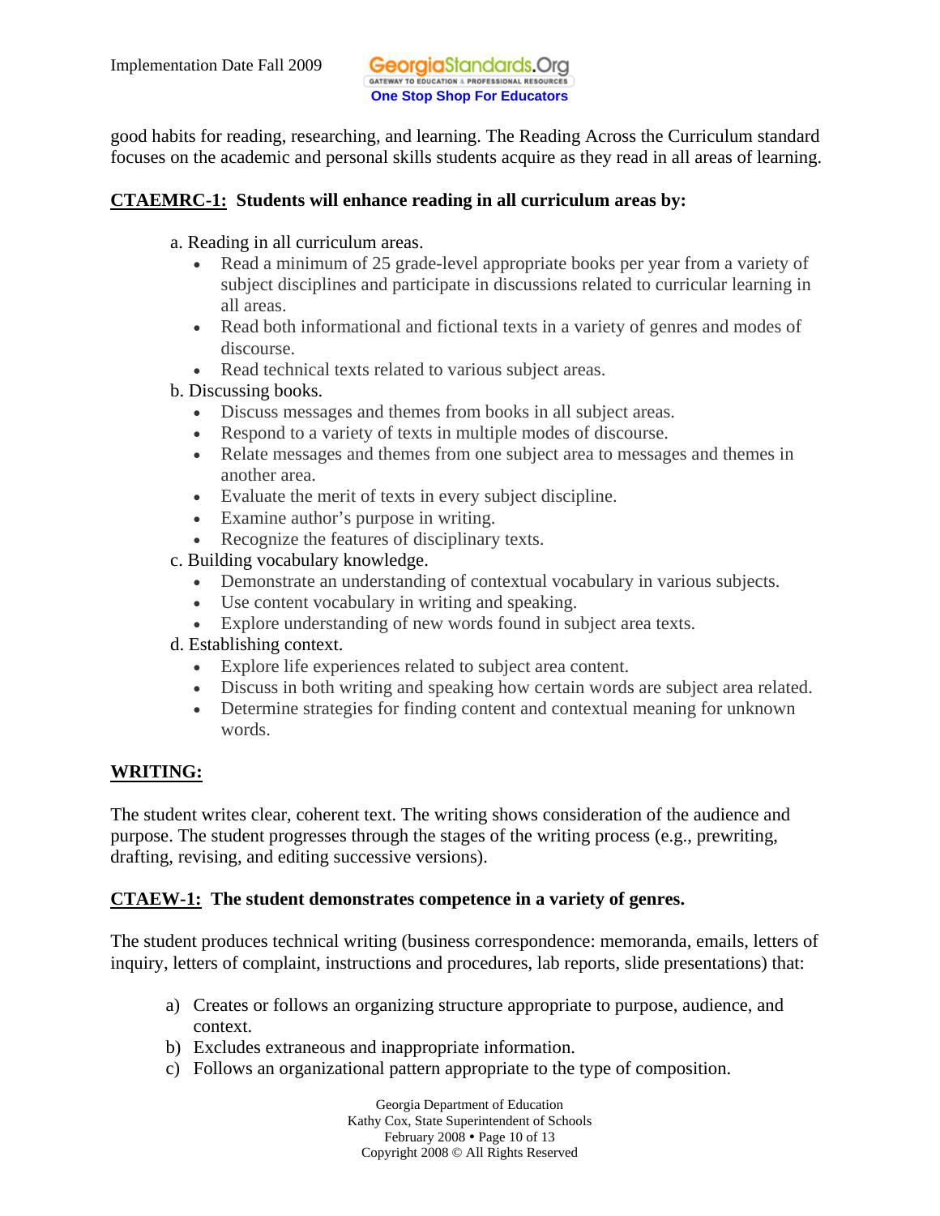good habits for reading, researching, and learning. The Reading Across the Curriculum standard focuses on the academic and personal skills students acquire as they read in all areas of learning.

**CTAEMRC-1: Students will enhance reading in all curriculum areas by:**

a. Reading in all curriculum areas.
- Read a minimum of 25 grade-level appropriate books per year from a variety of subject disciplines and participate in discussions related to curricular learning in all areas.
- Read both informational and fictional texts in a variety of genres and modes of discourse.
- Read technical texts related to various subject areas.

b. Discussing books.
- Discuss messages and themes from books in all subject areas.
- Respond to a variety of texts in multiple modes of discourse.
- Relate messages and themes from one subject area to messages and themes in another area.
- Evaluate the merit of texts in every subject discipline.
- Examine author's purpose in writing.
- Recognize the features of disciplinary texts.

c. Building vocabulary knowledge.
- Demonstrate an understanding of contextual vocabulary in various subjects.
- Use content vocabulary in writing and speaking.
- Explore understanding of new words found in subject area texts.

d. Establishing context.
- Explore life experiences related to subject area content.
- Discuss in both writing and speaking how certain words are subject area related.
- Determine strategies for finding content and contextual meaning for unknown words.

**WRITING:**

The student writes clear, coherent text. The writing shows consideration of the audience and purpose. The student progresses through the stages of the writing process (e.g., prewriting, drafting, revising, and editing successive versions).

**CTAEW-1: The student demonstrates competence in a variety of genres.**

The student produces technical writing (business correspondence: memoranda, emails, letters of inquiry, letters of complaint, instructions and procedures, lab reports, slide presentations) that:

a) Creates or follows an organizing structure appropriate to purpose, audience, and context.
b) Excludes extraneous and inappropriate information.
c) Follows an organizational pattern appropriate to the type of composition.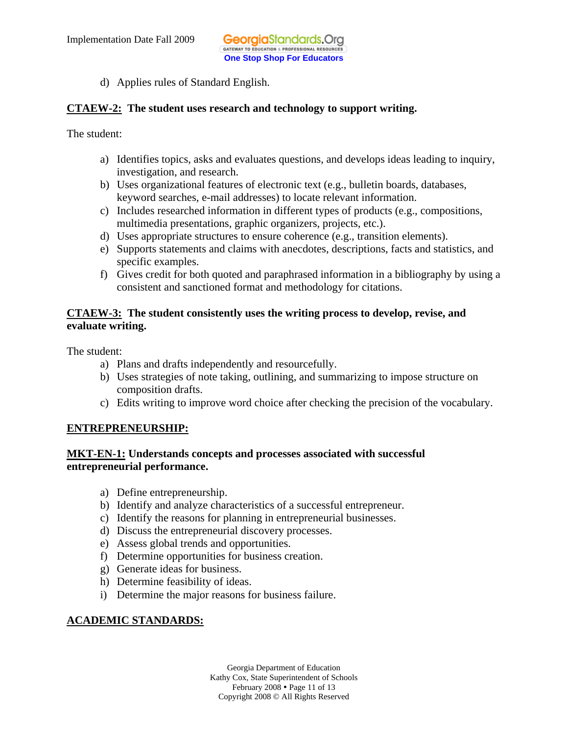d) Applies rules of Standard English.

**CTAEW-2: The student uses research and technology to support writing.**

The student:

a) Identifies topics, asks and evaluates questions, and develops ideas leading to inquiry, investigation, and research.
b) Uses organizational features of electronic text (e.g., bulletin boards, databases, keyword searches, e-mail addresses) to locate relevant information.
c) Includes researched information in different types of products (e.g., compositions, multimedia presentations, graphic organizers, projects, etc.).
d) Uses appropriate structures to ensure coherence (e.g., transition elements).
e) Supports statements and claims with anecdotes, descriptions, facts and statistics, and specific examples.
f) Gives credit for both quoted and paraphrased information in a bibliography by using a consistent and sanctioned format and methodology for citations.

**CTAEW-3: The student consistently uses the writing process to develop, revise, and evaluate writing.**

The student:

a) Plans and drafts independently and resourcefully.
b) Uses strategies of note taking, outlining, and summarizing to impose structure on composition drafts.
c) Edits writing to improve word choice after checking the precision of the vocabulary.

## ENTREPRENEURSHIP:

**MKT-EN-1: Understands concepts and processes associated with successful entrepreneurial performance.**

a) Define entrepreneurship.
b) Identify and analyze characteristics of a successful entrepreneur.
c) Identify the reasons for planning in entrepreneurial businesses.
d) Discuss the entrepreneurial discovery processes.
e) Assess global trends and opportunities.
f) Determine opportunities for business creation.
g) Generate ideas for business.
h) Determine feasibility of ideas.
i) Determine the major reasons for business failure.

## ACADEMIC STANDARDS: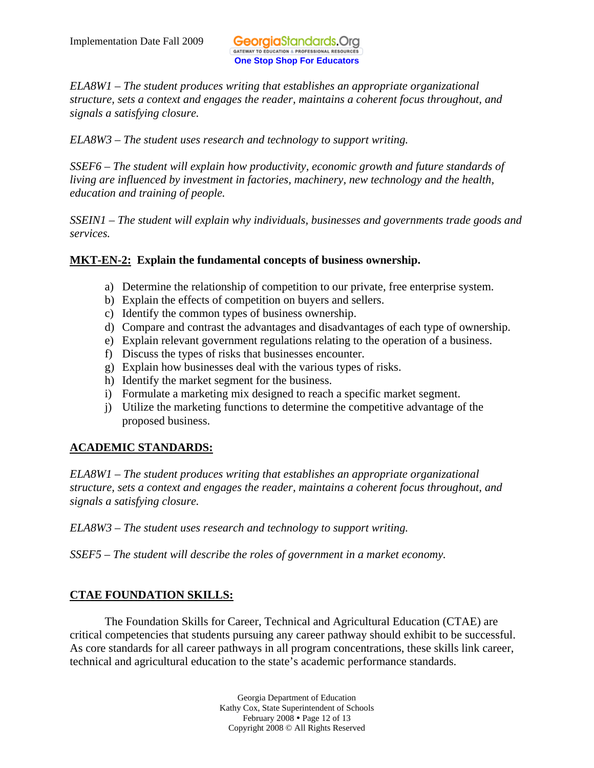*ELA8W1 – The student produces writing that establishes an appropriate organizational structure, sets a context and engages the reader, maintains a coherent focus throughout, and signals a satisfying closure.*

*ELA8W3 – The student uses research and technology to support writing.*

*SSEF6 – The student will explain how productivity, economic growth and future standards of living are influenced by investment in factories, machinery, new technology and the health, education and training of people.*

*SSEIN1 – The student will explain why individuals, businesses and governments trade goods and services.*

**<u>MKT-EN-2:</u> Explain the fundamental concepts of business ownership.**

a) Determine the relationship of competition to our private, free enterprise system.
b) Explain the effects of competition on buyers and sellers.
c) Identify the common types of business ownership.
d) Compare and contrast the advantages and disadvantages of each type of ownership.
e) Explain relevant government regulations relating to the operation of a business.
f) Discuss the types of risks that businesses encounter.
g) Explain how businesses deal with the various types of risks.
h) Identify the market segment for the business.
i) Formulate a marketing mix designed to reach a specific market segment.
j) Utilize the marketing functions to determine the competitive advantage of the proposed business.

**<u>ACADEMIC STANDARDS:</u>**

*ELA8W1 – The student produces writing that establishes an appropriate organizational structure, sets a context and engages the reader, maintains a coherent focus throughout, and signals a satisfying closure.*

*ELA8W3 – The student uses research and technology to support writing.*

*SSEF5 – The student will describe the roles of government in a market economy.*

**<u>CTAE FOUNDATION SKILLS:</u>**

The Foundation Skills for Career, Technical and Agricultural Education (CTAE) are critical competencies that students pursuing any career pathway should exhibit to be successful. As core standards for all career pathways in all program concentrations, these skills link career, technical and agricultural education to the state's academic performance standards.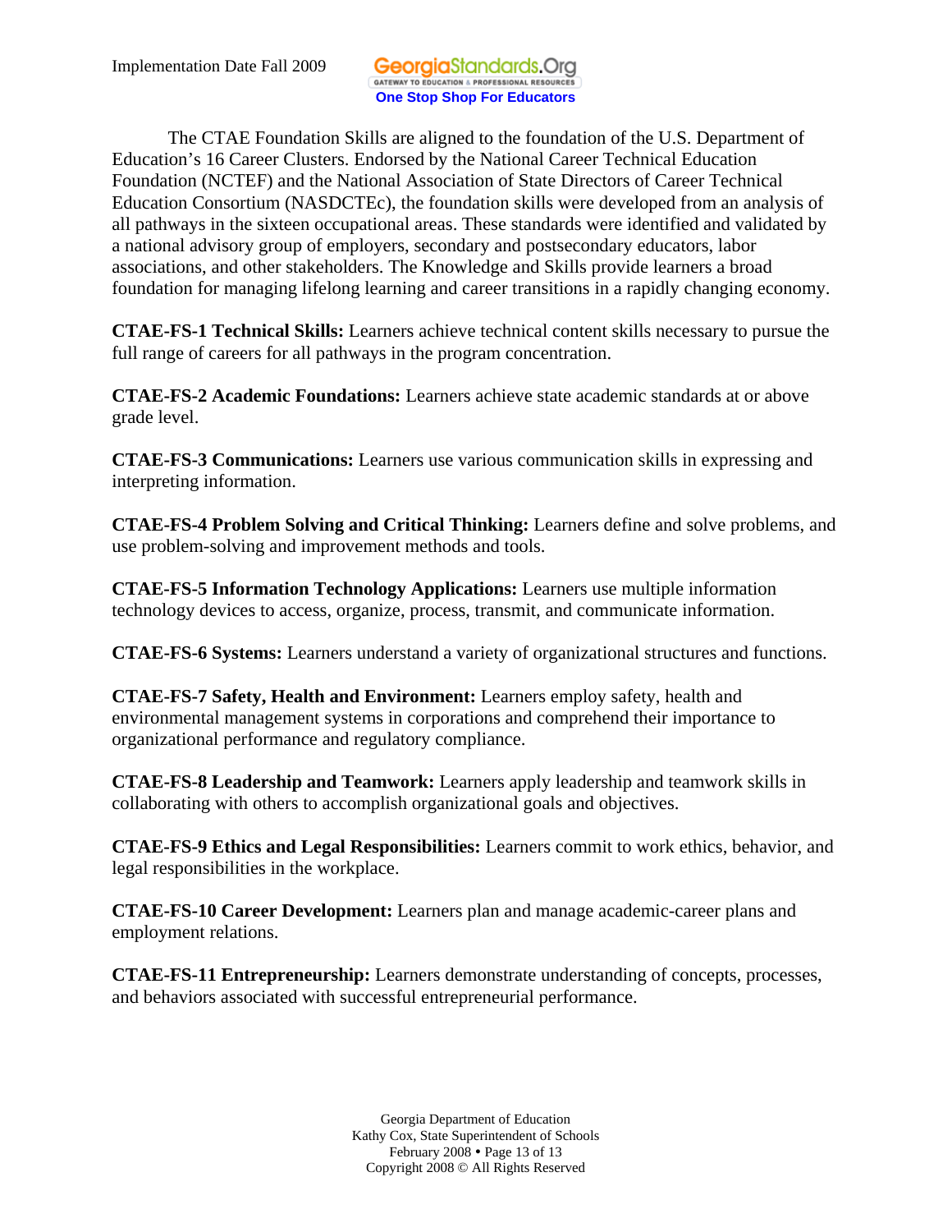The CTAE Foundation Skills are aligned to the foundation of the U.S. Department of Education's 16 Career Clusters. Endorsed by the National Career Technical Education Foundation (NCTEF) and the National Association of State Directors of Career Technical Education Consortium (NASDCTEc), the foundation skills were developed from an analysis of all pathways in the sixteen occupational areas. These standards were identified and validated by a national advisory group of employers, secondary and postsecondary educators, labor associations, and other stakeholders. The Knowledge and Skills provide learners a broad foundation for managing lifelong learning and career transitions in a rapidly changing economy.

**CTAE-FS-1 Technical Skills:** Learners achieve technical content skills necessary to pursue the full range of careers for all pathways in the program concentration.

**CTAE-FS-2 Academic Foundations:** Learners achieve state academic standards at or above grade level.

**CTAE-FS-3 Communications:** Learners use various communication skills in expressing and interpreting information.

**CTAE-FS-4 Problem Solving and Critical Thinking:** Learners define and solve problems, and use problem-solving and improvement methods and tools.

**CTAE-FS-5 Information Technology Applications:** Learners use multiple information technology devices to access, organize, process, transmit, and communicate information.

**CTAE-FS-6 Systems:** Learners understand a variety of organizational structures and functions.

**CTAE-FS-7 Safety, Health and Environment:** Learners employ safety, health and environmental management systems in corporations and comprehend their importance to organizational performance and regulatory compliance.

**CTAE-FS-8 Leadership and Teamwork:** Learners apply leadership and teamwork skills in collaborating with others to accomplish organizational goals and objectives.

**CTAE-FS-9 Ethics and Legal Responsibilities:** Learners commit to work ethics, behavior, and legal responsibilities in the workplace.

**CTAE-FS-10 Career Development:** Learners plan and manage academic-career plans and employment relations.

**CTAE-FS-11 Entrepreneurship:** Learners demonstrate understanding of concepts, processes, and behaviors associated with successful entrepreneurial performance.